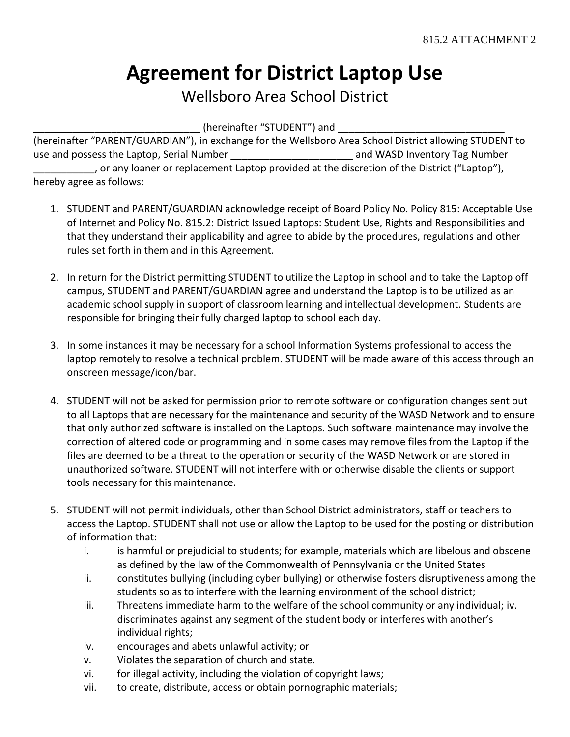815.2 ATTACHMENT 2

# Agreement for District Laptop Use

## Wellsboro Area School District

_______________________________ (hereinafter "STUDENT") and _______________________________ (hereinafter "PARENT/GUARDIAN"), in exchange for the Wellsboro Area School District allowing STUDENT to use and possess the Laptop, Serial Number ______________________ and WASD Inventory Tag Number ___________, or any loaner or replacement Laptop provided at the discretion of the District ("Laptop"), hereby agree as follows:

1. STUDENT and PARENT/GUARDIAN acknowledge receipt of Board Policy No. Policy 815: Acceptable Use of Internet and Policy No. 815.2: District Issued Laptops: Student Use, Rights and Responsibilities and that they understand their applicability and agree to abide by the procedures, regulations and other rules set forth in them and in this Agreement.

2. In return for the District permitting STUDENT to utilize the Laptop in school and to take the Laptop off campus, STUDENT and PARENT/GUARDIAN agree and understand the Laptop is to be utilized as an academic school supply in support of classroom learning and intellectual development. Students are responsible for bringing their fully charged laptop to school each day.

3. In some instances it may be necessary for a school Information Systems professional to access the laptop remotely to resolve a technical problem. STUDENT will be made aware of this access through an onscreen message/icon/bar.

4. STUDENT will not be asked for permission prior to remote software or configuration changes sent out to all Laptops that are necessary for the maintenance and security of the WASD Network and to ensure that only authorized software is installed on the Laptops. Such software maintenance may involve the correction of altered code or programming and in some cases may remove files from the Laptop if the files are deemed to be a threat to the operation or security of the WASD Network or are stored in unauthorized software. STUDENT will not interfere with or otherwise disable the clients or support tools necessary for this maintenance.

5. STUDENT will not permit individuals, other than School District administrators, staff or teachers to access the Laptop. STUDENT shall not use or allow the Laptop to be used for the posting or distribution of information that:
   - i. is harmful or prejudicial to students; for example, materials which are libelous and obscene as defined by the law of the Commonwealth of Pennsylvania or the United States
   - ii. constitutes bullying (including cyber bullying) or otherwise fosters disruptiveness among the students so as to interfere with the learning environment of the school district;
   - iii. Threatens immediate harm to the welfare of the school community or any individual; iv. discriminates against any segment of the student body or interferes with another's individual rights;
   - iv. encourages and abets unlawful activity; or
   - v. Violates the separation of church and state.
   - vi. for illegal activity, including the violation of copyright laws;
   - vii. to create, distribute, access or obtain pornographic materials;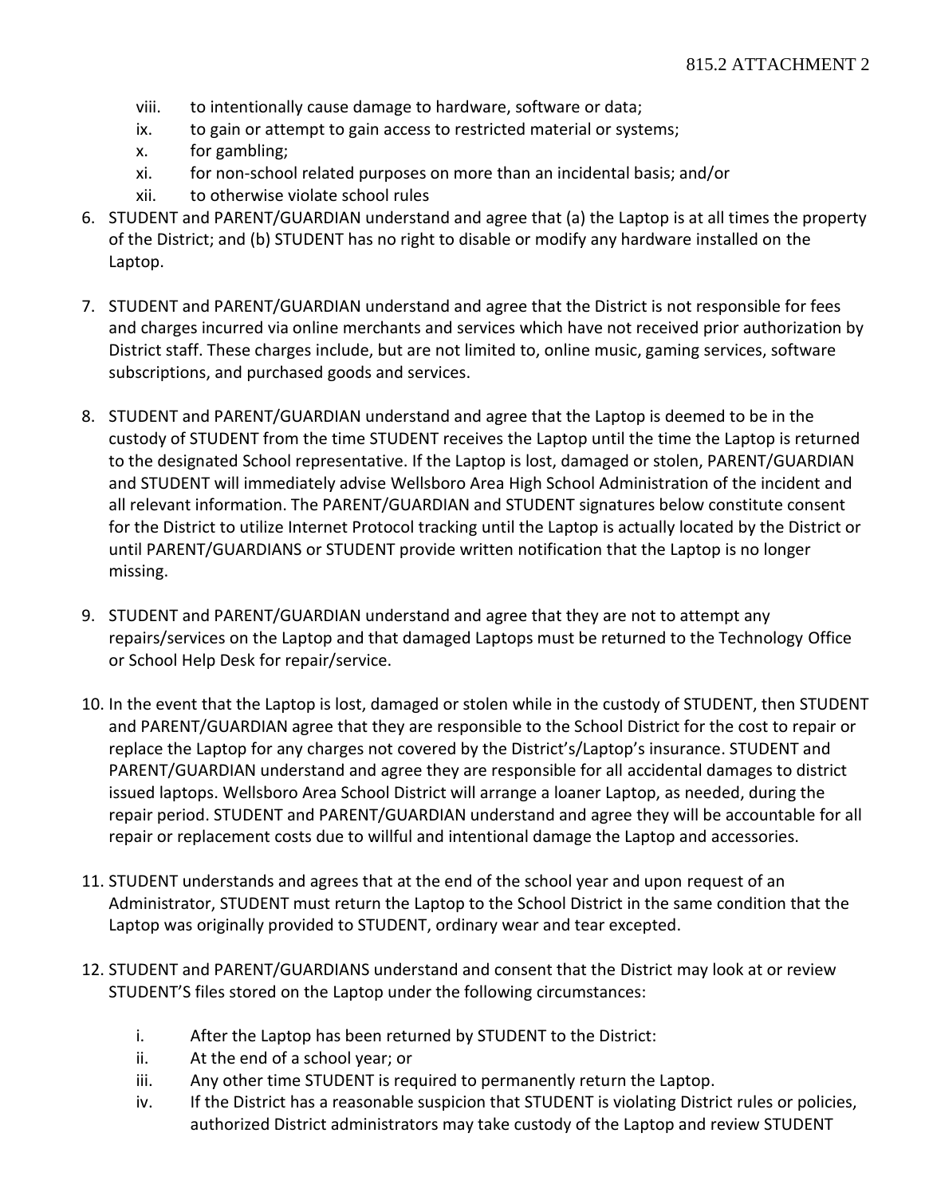viii. to intentionally cause damage to hardware, software or data;
ix. to gain or attempt to gain access to restricted material or systems;
x. for gambling;
xi. for non-school related purposes on more than an incidental basis; and/or
xii. to otherwise violate school rules

6. STUDENT and PARENT/GUARDIAN understand and agree that (a) the Laptop is at all times the property of the District; and (b) STUDENT has no right to disable or modify any hardware installed on the Laptop.

7. STUDENT and PARENT/GUARDIAN understand and agree that the District is not responsible for fees and charges incurred via online merchants and services which have not received prior authorization by District staff. These charges include, but are not limited to, online music, gaming services, software subscriptions, and purchased goods and services.

8. STUDENT and PARENT/GUARDIAN understand and agree that the Laptop is deemed to be in the custody of STUDENT from the time STUDENT receives the Laptop until the time the Laptop is returned to the designated School representative. If the Laptop is lost, damaged or stolen, PARENT/GUARDIAN and STUDENT will immediately advise Wellsboro Area High School Administration of the incident and all relevant information. The PARENT/GUARDIAN and STUDENT signatures below constitute consent for the District to utilize Internet Protocol tracking until the Laptop is actually located by the District or until PARENT/GUARDIANS or STUDENT provide written notification that the Laptop is no longer missing.

9. STUDENT and PARENT/GUARDIAN understand and agree that they are not to attempt any repairs/services on the Laptop and that damaged Laptops must be returned to the Technology Office or School Help Desk for repair/service.

10. In the event that the Laptop is lost, damaged or stolen while in the custody of STUDENT, then STUDENT and PARENT/GUARDIAN agree that they are responsible to the School District for the cost to repair or replace the Laptop for any charges not covered by the District's/Laptop's insurance. STUDENT and PARENT/GUARDIAN understand and agree they are responsible for all accidental damages to district issued laptops. Wellsboro Area School District will arrange a loaner Laptop, as needed, during the repair period. STUDENT and PARENT/GUARDIAN understand and agree they will be accountable for all repair or replacement costs due to willful and intentional damage the Laptop and accessories.

11. STUDENT understands and agrees that at the end of the school year and upon request of an Administrator, STUDENT must return the Laptop to the School District in the same condition that the Laptop was originally provided to STUDENT, ordinary wear and tear excepted.

12. STUDENT and PARENT/GUARDIANS understand and consent that the District may look at or review STUDENT'S files stored on the Laptop under the following circumstances:

    i. After the Laptop has been returned by STUDENT to the District:
    ii. At the end of a school year; or
    iii. Any other time STUDENT is required to permanently return the Laptop.
    iv. If the District has a reasonable suspicion that STUDENT is violating District rules or policies, authorized District administrators may take custody of the Laptop and review STUDENT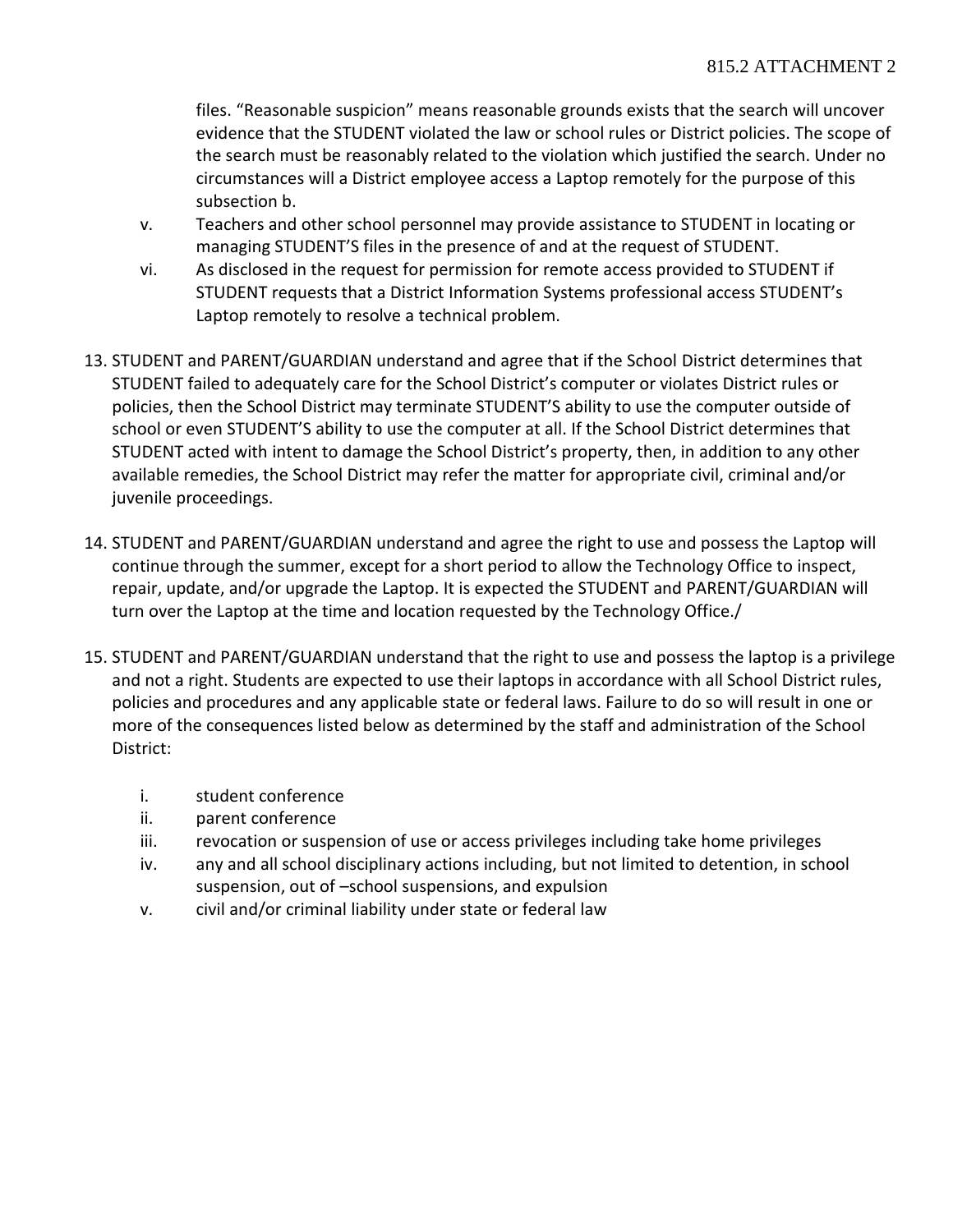files. “Reasonable suspicion” means reasonable grounds exists that the search will uncover evidence that the STUDENT violated the law or school rules or District policies. The scope of the search must be reasonably related to the violation which justified the search. Under no circumstances will a District employee access a Laptop remotely for the purpose of this subsection b.

  v. Teachers and other school personnel may provide assistance to STUDENT in locating or managing STUDENT’S files in the presence of and at the request of STUDENT.
  vi. As disclosed in the request for permission for remote access provided to STUDENT if STUDENT requests that a District Information Systems professional access STUDENT’s Laptop remotely to resolve a technical problem.

13. STUDENT and PARENT/GUARDIAN understand and agree that if the School District determines that STUDENT failed to adequately care for the School District’s computer or violates District rules or policies, then the School District may terminate STUDENT’S ability to use the computer outside of school or even STUDENT’S ability to use the computer at all. If the School District determines that STUDENT acted with intent to damage the School District’s property, then, in addition to any other available remedies, the School District may refer the matter for appropriate civil, criminal and/or juvenile proceedings.

14. STUDENT and PARENT/GUARDIAN understand and agree the right to use and possess the Laptop will continue through the summer, except for a short period to allow the Technology Office to inspect, repair, update, and/or upgrade the Laptop. It is expected the STUDENT and PARENT/GUARDIAN will turn over the Laptop at the time and location requested by the Technology Office./

15. STUDENT and PARENT/GUARDIAN understand that the right to use and possess the laptop is a privilege and not a right. Students are expected to use their laptops in accordance with all School District rules, policies and procedures and any applicable state or federal laws. Failure to do so will result in one or more of the consequences listed below as determined by the staff and administration of the School District:

  i. student conference
  ii. parent conference
  iii. revocation or suspension of use or access privileges including take home privileges
  iv. any and all school disciplinary actions including, but not limited to detention, in school suspension, out of –school suspensions, and expulsion
  v. civil and/or criminal liability under state or federal law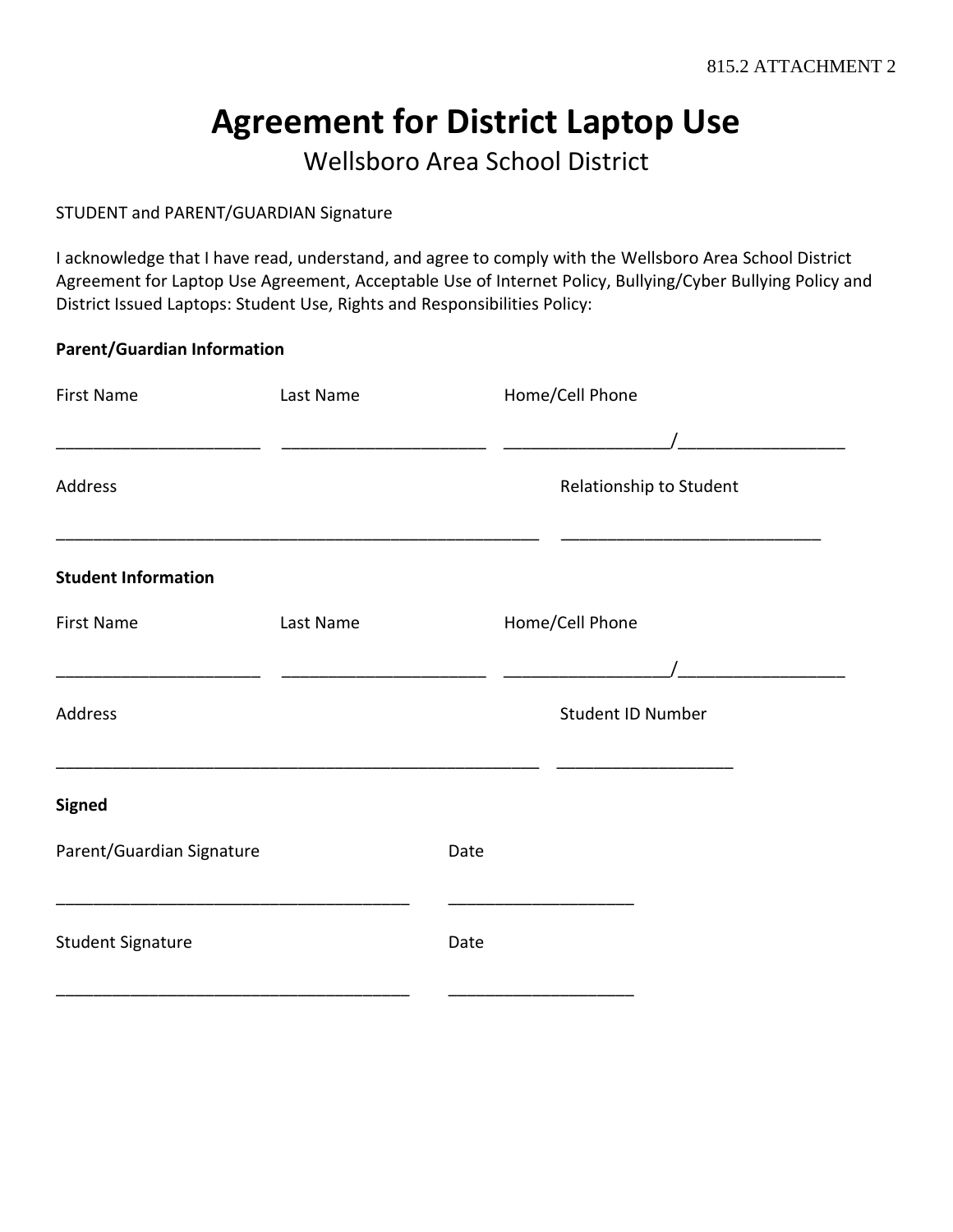815.2 ATTACHMENT 2

# Agreement for District Laptop Use

## Wellsboro Area School District

STUDENT and PARENT/GUARDIAN Signature

I acknowledge that I have read, understand, and agree to comply with the Wellsboro Area School District Agreement for Laptop Use Agreement, Acceptable Use of Internet Policy, Bullying/Cyber Bullying Policy and District Issued Laptops: Student Use, Rights and Responsibilities Policy:

**Parent/Guardian Information**

First Name ______________________ Last Name ______________________ Home/Cell Phone _________________/_________________

Address ____________________________________________________ Relationship to Student ___________________________

**Student Information**

First Name ______________________ Last Name ______________________ Home/Cell Phone _________________/_________________

Address ____________________________________________________ Student ID Number __________________

**Signed**

Parent/Guardian Signature ______________________________________ Date ____________________

Student Signature ______________________________________ Date ____________________